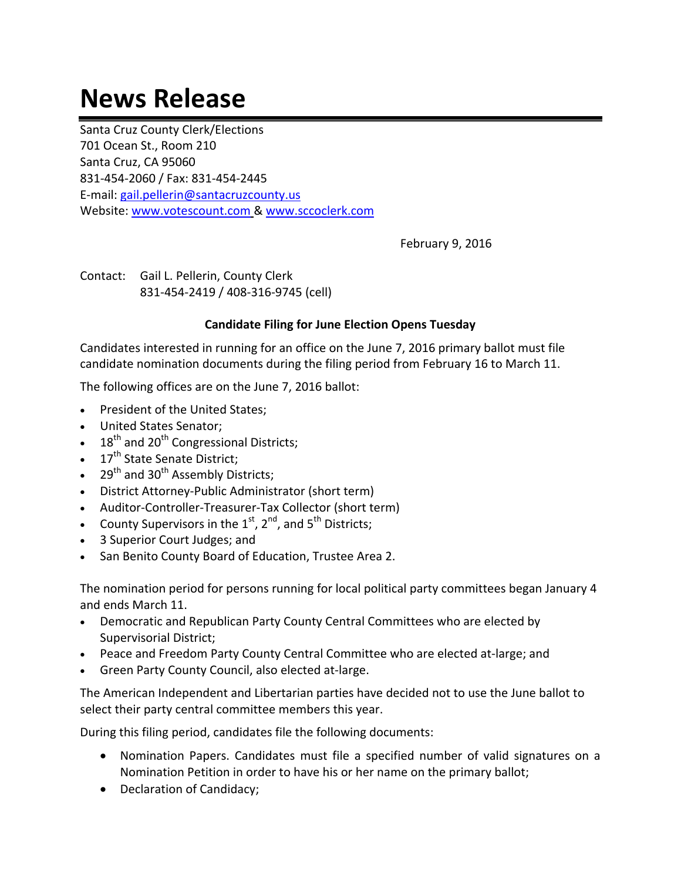# News Release

Santa Cruz County Clerk/Elections
701 Ocean St., Room 210
Santa Cruz, CA 95060
831-454-2060 / Fax: 831-454-2445
E-mail: gail.pellerin@santacruzcounty.us
Website: www.votescount.com & www.sccoclerk.com

February 9, 2016

Contact: Gail L. Pellerin, County Clerk
831-454-2419 / 408-316-9745 (cell)

**Candidate Filing for June Election Opens Tuesday**

Candidates interested in running for an office on the June 7, 2016 primary ballot must file candidate nomination documents during the filing period from February 16 to March 11.

The following offices are on the June 7, 2016 ballot:

- President of the United States;
- United States Senator;
- 18th and 20th Congressional Districts;
- 17th State Senate District;
- 29th and 30th Assembly Districts;
- District Attorney-Public Administrator (short term)
- Auditor-Controller-Treasurer-Tax Collector (short term)
- County Supervisors in the 1st, 2nd, and 5th Districts;
- 3 Superior Court Judges; and
- San Benito County Board of Education, Trustee Area 2.

The nomination period for persons running for local political party committees began January 4 and ends March 11.

- Democratic and Republican Party County Central Committees who are elected by Supervisorial District;
- Peace and Freedom Party County Central Committee who are elected at-large; and
- Green Party County Council, also elected at-large.

The American Independent and Libertarian parties have decided not to use the June ballot to select their party central committee members this year.

During this filing period, candidates file the following documents:

- Nomination Papers. Candidates must file a specified number of valid signatures on a Nomination Petition in order to have his or her name on the primary ballot;
- Declaration of Candidacy;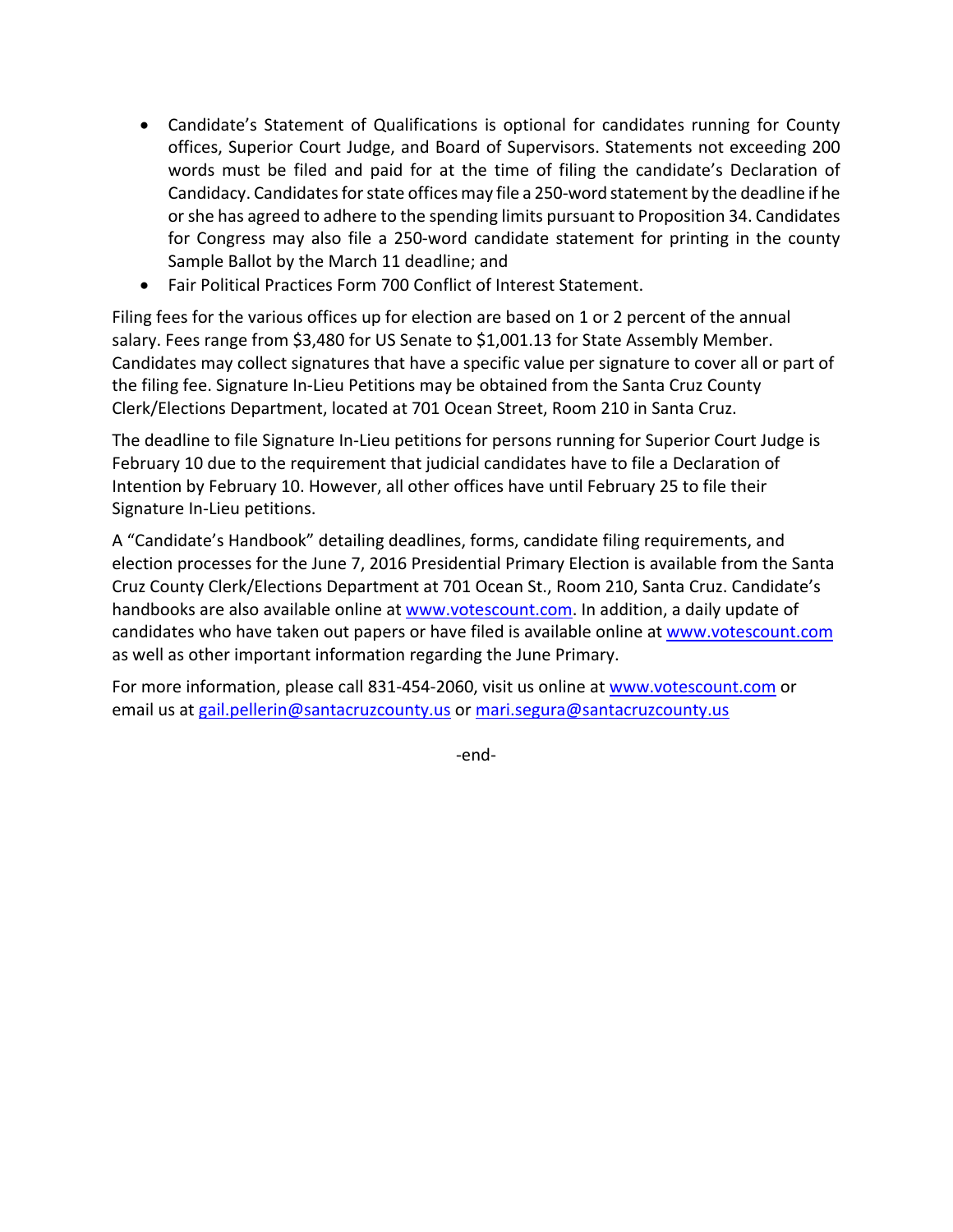- Candidate's Statement of Qualifications is optional for candidates running for County offices, Superior Court Judge, and Board of Supervisors. Statements not exceeding 200 words must be filed and paid for at the time of filing the candidate's Declaration of Candidacy. Candidates for state offices may file a 250-word statement by the deadline if he or she has agreed to adhere to the spending limits pursuant to Proposition 34. Candidates for Congress may also file a 250-word candidate statement for printing in the county Sample Ballot by the March 11 deadline; and
- Fair Political Practices Form 700 Conflict of Interest Statement.

Filing fees for the various offices up for election are based on 1 or 2 percent of the annual salary. Fees range from $3,480 for US Senate to $1,001.13 for State Assembly Member. Candidates may collect signatures that have a specific value per signature to cover all or part of the filing fee. Signature In-Lieu Petitions may be obtained from the Santa Cruz County Clerk/Elections Department, located at 701 Ocean Street, Room 210 in Santa Cruz.

The deadline to file Signature In-Lieu petitions for persons running for Superior Court Judge is February 10 due to the requirement that judicial candidates have to file a Declaration of Intention by February 10. However, all other offices have until February 25 to file their Signature In-Lieu petitions.

A "Candidate's Handbook" detailing deadlines, forms, candidate filing requirements, and election processes for the June 7, 2016 Presidential Primary Election is available from the Santa Cruz County Clerk/Elections Department at 701 Ocean St., Room 210, Santa Cruz. Candidate's handbooks are also available online at www.votescount.com. In addition, a daily update of candidates who have taken out papers or have filed is available online at www.votescount.com as well as other important information regarding the June Primary.

For more information, please call 831-454-2060, visit us online at www.votescount.com or email us at gail.pellerin@santacruzcounty.us or mari.segura@santacruzcounty.us

-end-